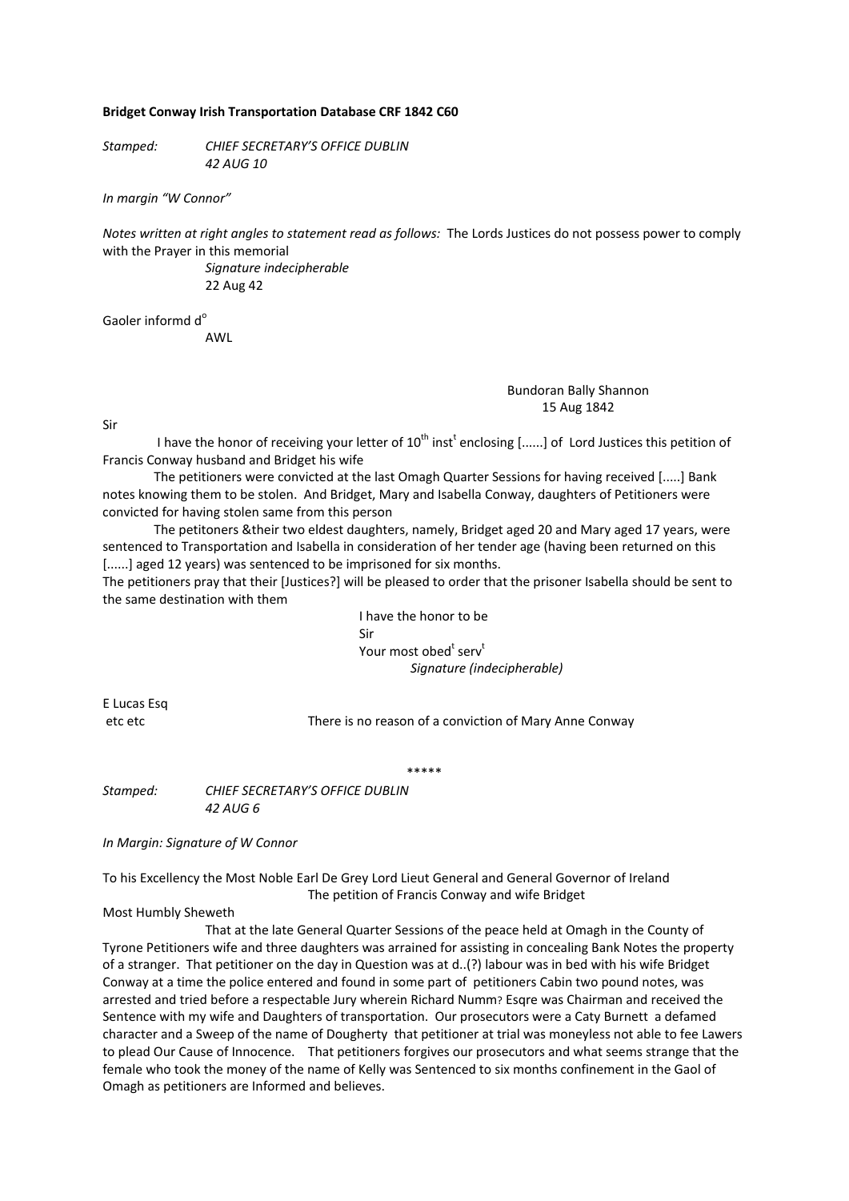**Bridget Conway Irish Transportation Database CRF 1842 C60**

*Stamped:* *CHIEF SECRETARY'S OFFICE DUBLIN*
*42 AUG 10*

*In margin "W Connor"*

*Notes written at right angles to statement read as follows:* The Lords Justices do not possess power to comply with the Prayer in this memorial

*Signature indecipherable*
22 Aug 42

Gaoler informd d$^{o}$
AWL

Bundoran Bally Shannon
15 Aug 1842

Sir

I have the honor of receiving your letter of 10$^{th}$ inst$^{t}$ enclosing [......] of Lord Justices this petition of Francis Conway husband and Bridget his wife

The petitioners were convicted at the last Omagh Quarter Sessions for having received [.....] Bank notes knowing them to be stolen. And Bridget, Mary and Isabella Conway, daughters of Petitioners were convicted for having stolen same from this person

The petitoners &their two eldest daughters, namely, Bridget aged 20 and Mary aged 17 years, were sentenced to Transportation and Isabella in consideration of her tender age (having been returned on this [......] aged 12 years) was sentenced to be imprisoned for six months.

The petitioners pray that their [Justices?] will be pleased to order that the prisoner Isabella should be sent to the same destination with them

I have the honor to be
Sir
Your most obed$^{t}$ serv$^{t}$
*Signature (indecipherable)*

E Lucas Esq
etc etc

There is no reason of a conviction of Mary Anne Conway

\*\*\*\*\*

*Stamped:* *CHIEF SECRETARY'S OFFICE DUBLIN*
*42 AUG 6*

*In Margin: Signature of W Connor*

To his Excellency the Most Noble Earl De Grey Lord Lieut General and General Governor of Ireland

The petition of Francis Conway and wife Bridget

Most Humbly Sheweth

That at the late General Quarter Sessions of the peace held at Omagh in the County of Tyrone Petitioners wife and three daughters was arrained for assisting in concealing Bank Notes the property of a stranger. That petitioner on the day in Question was at d..(?) labour was in bed with his wife Bridget Conway at a time the police entered and found in some part of petitioners Cabin two pound notes, was arrested and tried before a respectable Jury wherein Richard Numm? Esqre was Chairman and received the Sentence with my wife and Daughters of transportation. Our prosecutors were a Caty Burnett a defamed character and a Sweep of the name of Dougherty that petitioner at trial was moneyless not able to fee Lawers to plead Our Cause of Innocence. That petitioners forgives our prosecutors and what seems strange that the female who took the money of the name of Kelly was Sentenced to six months confinement in the Gaol of Omagh as petitioners are Informed and believes.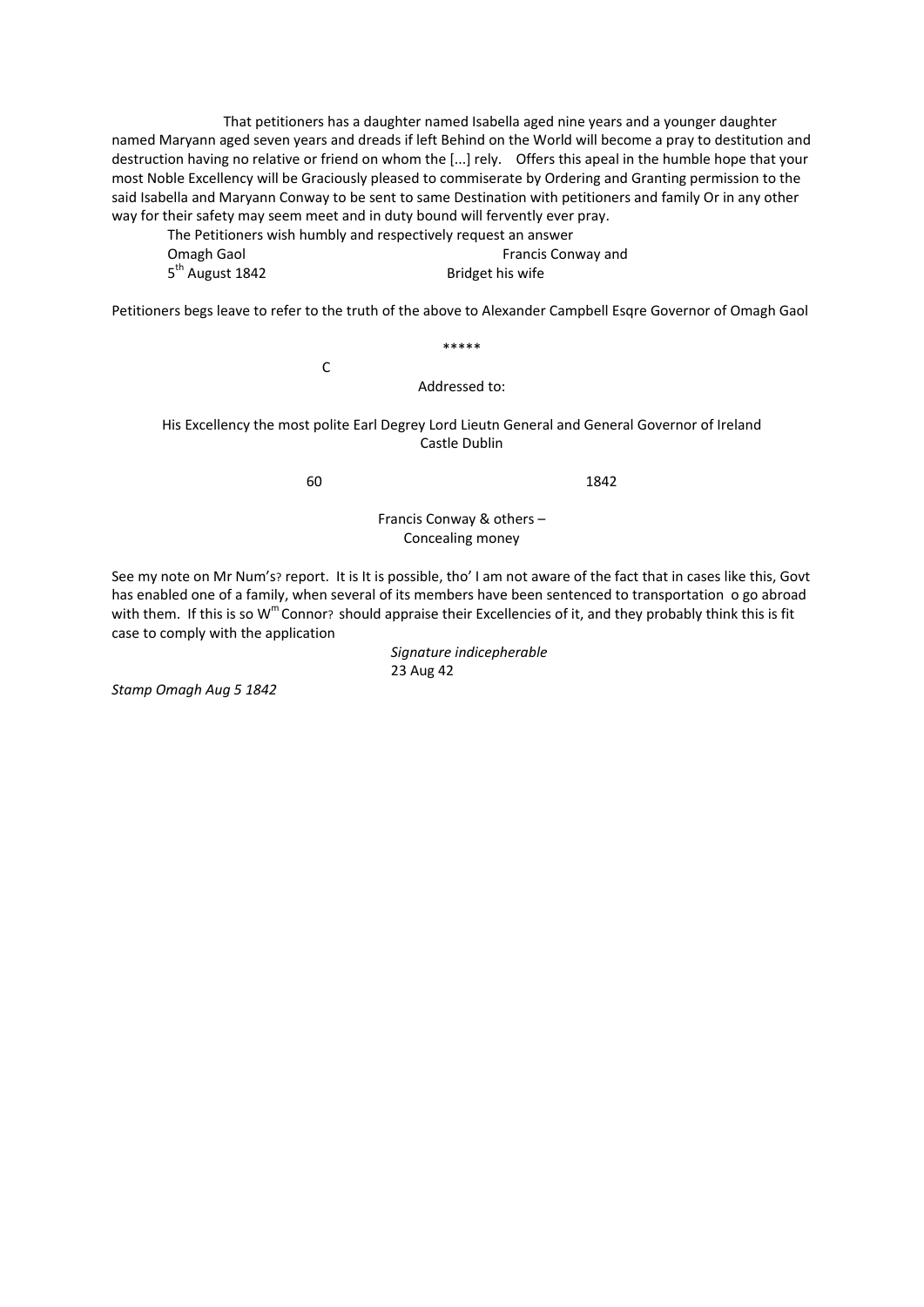That petitioners has a daughter named Isabella aged nine years and a younger daughter named Maryann aged seven years and dreads if left Behind on the World will become a pray to destitution and destruction having no relative or friend on whom the [...] rely. Offers this apeal in the humble hope that your most Noble Excellency will be Graciously pleased to commiserate by Ordering and Granting permission to the said Isabella and Maryann Conway to be sent to same Destination with petitioners and family Or in any other way for their safety may seem meet and in duty bound will fervently ever pray.

The Petitioners wish humbly and respectively request an answer

Omagh Gaol
5th August 1842

Francis Conway and
Bridget his wife

Petitioners begs leave to refer to the truth of the above to Alexander Campbell Esqre Governor of Omagh Gaol

*****

C

Addressed to:

His Excellency the most polite Earl Degrey Lord Lieutn General and General Governor of Ireland
Castle Dublin

60 1842

Francis Conway & others –
Concealing money

See my note on Mr Num's? report. It is It is possible, tho' I am not aware of the fact that in cases like this, Govt has enabled one of a family, when several of its members have been sentenced to transportation o go abroad with them. If this is so Wm Connor? should appraise their Excellencies of it, and they probably think this is fit case to comply with the application

*Signature indicepherable*
23 Aug 42

*Stamp Omagh Aug 5 1842*